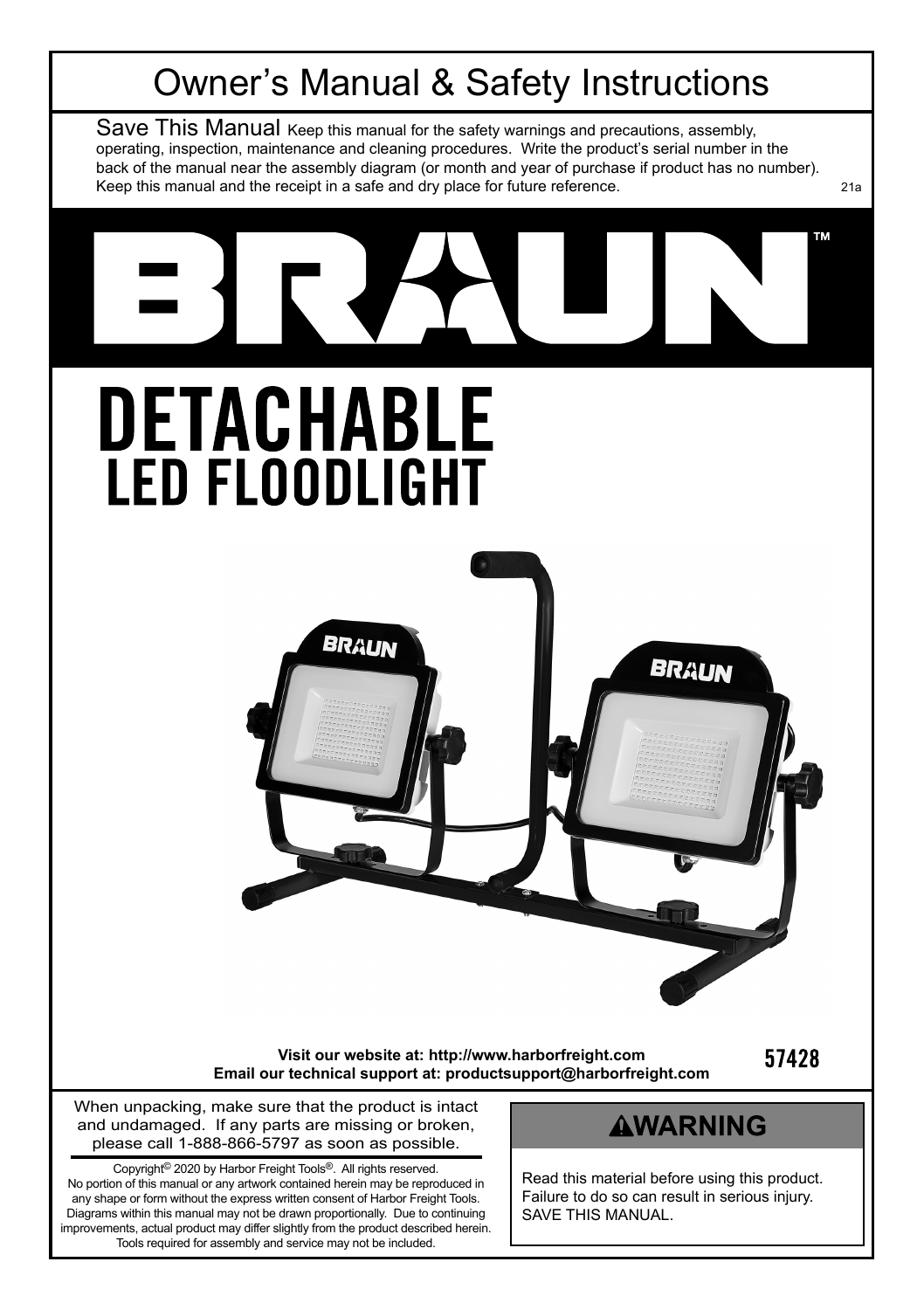# Owner's Manual & Safety Instructions

Save This Manual Keep this manual for the safety warnings and precautions, assembly, operating, inspection, maintenance and cleaning procedures. Write the product's serial number in the back of the manual near the assembly diagram (or month and year of purchase if product has no number). Keep this manual and the receipt in a safe and dry place for future reference.

21a

BRAUN™

# DETACHABLE LED FLOODLIGHT

**Visit our website at: http://www.harborfreight.com**
**Email our technical support at: productsupport@harborfreight.com**

**57428**

When unpacking, make sure that the product is intact and undamaged. If any parts are missing or broken, please call 1-888-866-5797 as soon as possible.

Copyright© 2020 by Harbor Freight Tools®. All rights reserved. No portion of this manual or any artwork contained herein may be reproduced in any shape or form without the express written consent of Harbor Freight Tools. Diagrams within this manual may not be drawn proportionally. Due to continuing improvements, actual product may differ slightly from the product described herein. Tools required for assembly and service may not be included.

**⚠WARNING**

Read this material before using this product. Failure to do so can result in serious injury. SAVE THIS MANUAL.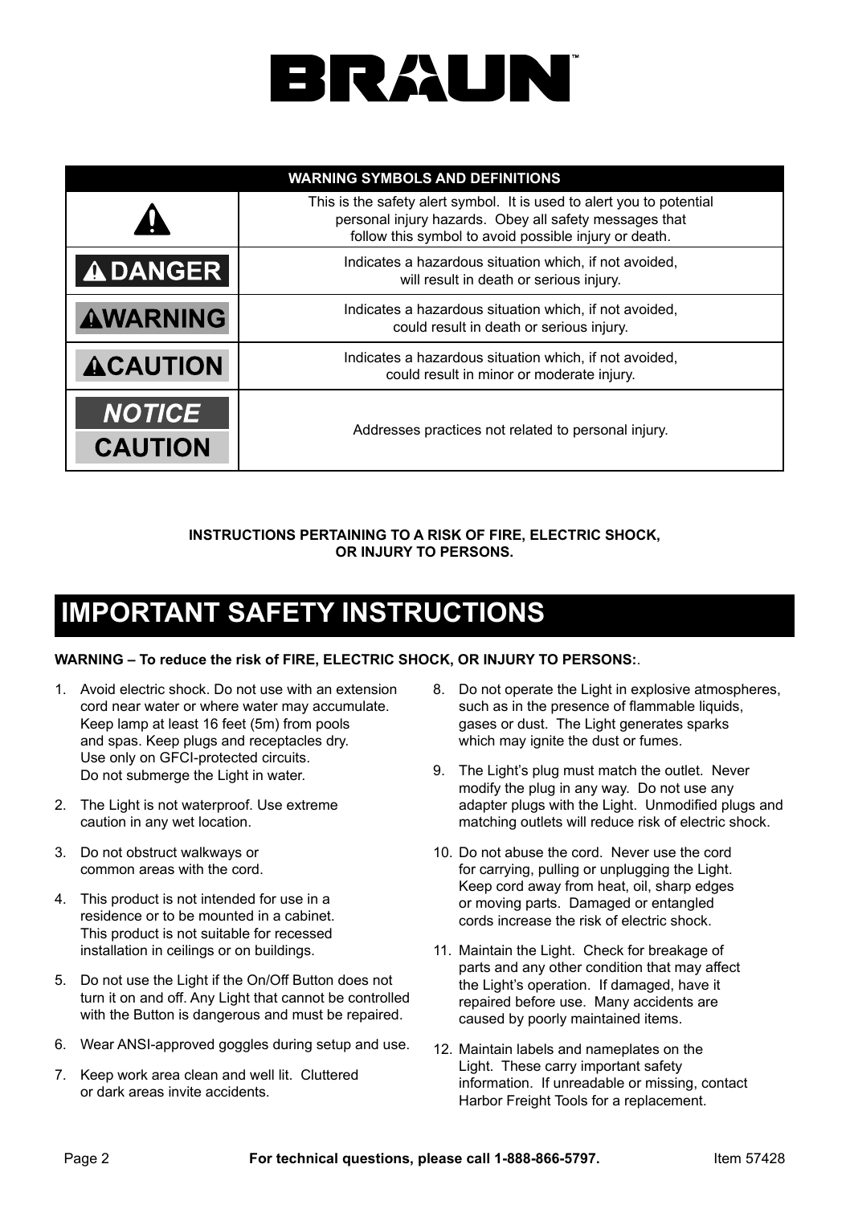# BRAUN™

| WARNING SYMBOLS AND DEFINITIONS | |
|---|---|
| ⚠ | This is the safety alert symbol. It is used to alert you to potential personal injury hazards. Obey all safety messages that follow this symbol to avoid possible injury or death. |
| ⚠ DANGER | Indicates a hazardous situation which, if not avoided, will result in death or serious injury. |
| ⚠ WARNING | Indicates a hazardous situation which, if not avoided, could result in death or serious injury. |
| ⚠ CAUTION | Indicates a hazardous situation which, if not avoided, could result in minor or moderate injury. |
| *NOTICE* / CAUTION | Addresses practices not related to personal injury. |

**INSTRUCTIONS PERTAINING TO A RISK OF FIRE, ELECTRIC SHOCK, OR INJURY TO PERSONS.**

# IMPORTANT SAFETY INSTRUCTIONS

**WARNING – To reduce the risk of FIRE, ELECTRIC SHOCK, OR INJURY TO PERSONS:**.

1. Avoid electric shock. Do not use with an extension cord near water or where water may accumulate. Keep lamp at least 16 feet (5m) from pools and spas. Keep plugs and receptacles dry. Use only on GFCI-protected circuits. Do not submerge the Light in water.
2. The Light is not waterproof. Use extreme caution in any wet location.
3. Do not obstruct walkways or common areas with the cord.
4. This product is not intended for use in a residence or to be mounted in a cabinet. This product is not suitable for recessed installation in ceilings or on buildings.
5. Do not use the Light if the On/Off Button does not turn it on and off. Any Light that cannot be controlled with the Button is dangerous and must be repaired.
6. Wear ANSI-approved goggles during setup and use.
7. Keep work area clean and well lit. Cluttered or dark areas invite accidents.
8. Do not operate the Light in explosive atmospheres, such as in the presence of flammable liquids, gases or dust. The Light generates sparks which may ignite the dust or fumes.
9. The Light's plug must match the outlet. Never modify the plug in any way. Do not use any adapter plugs with the Light. Unmodified plugs and matching outlets will reduce risk of electric shock.
10. Do not abuse the cord. Never use the cord for carrying, pulling or unplugging the Light. Keep cord away from heat, oil, sharp edges or moving parts. Damaged or entangled cords increase the risk of electric shock.
11. Maintain the Light. Check for breakage of parts and any other condition that may affect the Light's operation. If damaged, have it repaired before use. Many accidents are caused by poorly maintained items.
12. Maintain labels and nameplates on the Light. These carry important safety information. If unreadable or missing, contact Harbor Freight Tools for a replacement.

**For technical questions, please call 1-888-866-5797.** Item 57428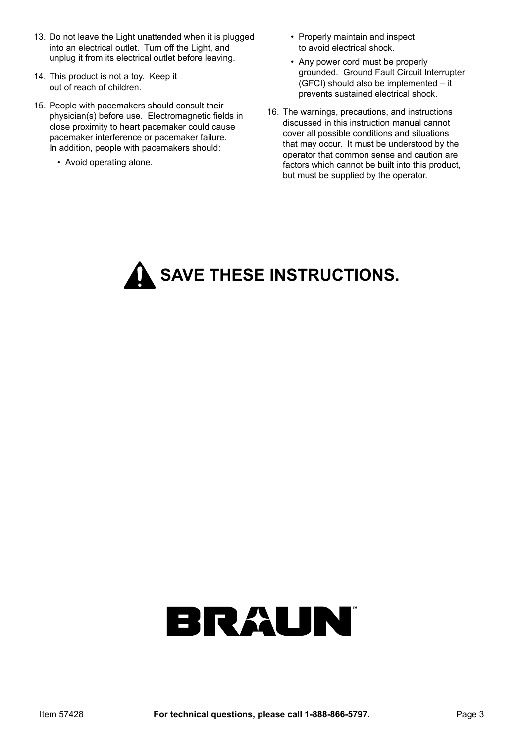13. Do not leave the Light unattended when it is plugged into an electrical outlet. Turn off the Light, and unplug it from its electrical outlet before leaving.
14. This product is not a toy. Keep it out of reach of children.
15. People with pacemakers should consult their physician(s) before use. Electromagnetic fields in close proximity to heart pacemaker could cause pacemaker interference or pacemaker failure. In addition, people with pacemakers should:
    - Avoid operating alone.
    - Properly maintain and inspect to avoid electrical shock.
    - Any power cord must be properly grounded. Ground Fault Circuit Interrupter (GFCI) should also be implemented – it prevents sustained electrical shock.
16. The warnings, precautions, and instructions discussed in this instruction manual cannot cover all possible conditions and situations that may occur. It must be understood by the operator that common sense and caution are factors which cannot be built into this product, but must be supplied by the operator.

# SAVE THESE INSTRUCTIONS.

BRAUN™

Item 57428 **For technical questions, please call 1-888-866-5797.**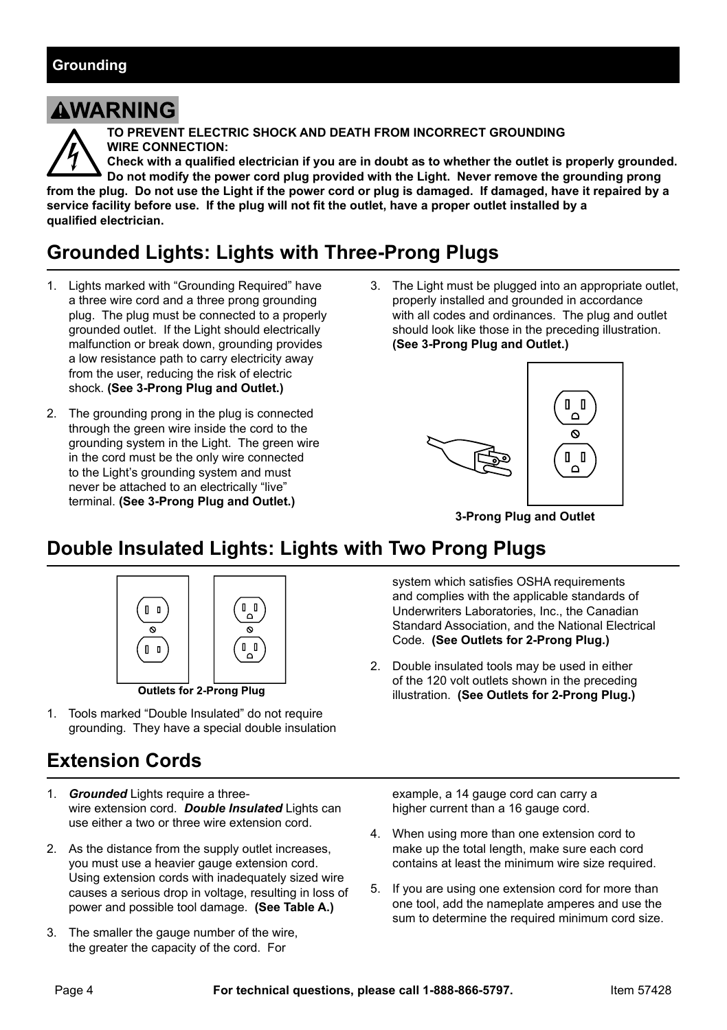## Grounding

**⚠WARNING**

**TO PREVENT ELECTRIC SHOCK AND DEATH FROM INCORRECT GROUNDING WIRE CONNECTION:**
**Check with a qualified electrician if you are in doubt as to whether the outlet is properly grounded. Do not modify the power cord plug provided with the Light. Never remove the grounding prong from the plug. Do not use the Light if the power cord or plug is damaged. If damaged, have it repaired by a service facility before use. If the plug will not fit the outlet, have a proper outlet installed by a qualified electrician.**

## Grounded Lights: Lights with Three-Prong Plugs

1. Lights marked with "Grounding Required" have a three wire cord and a three prong grounding plug. The plug must be connected to a properly grounded outlet. If the Light should electrically malfunction or break down, grounding provides a low resistance path to carry electricity away from the user, reducing the risk of electric shock. **(See 3-Prong Plug and Outlet.)**
2. The grounding prong in the plug is connected through the green wire inside the cord to the grounding system in the Light. The green wire in the cord must be the only wire connected to the Light's grounding system and must never be attached to an electrically "live" terminal. **(See 3-Prong Plug and Outlet.)**
3. The Light must be plugged into an appropriate outlet, properly installed and grounded in accordance with all codes and ordinances. The plug and outlet should look like those in the preceding illustration. **(See 3-Prong Plug and Outlet.)**

**3-Prong Plug and Outlet**

## Double Insulated Lights: Lights with Two Prong Plugs

**Outlets for 2-Prong Plug**

1. Tools marked "Double Insulated" do not require grounding. They have a special double insulation system which satisfies OSHA requirements and complies with the applicable standards of Underwriters Laboratories, Inc., the Canadian Standard Association, and the National Electrical Code. **(See Outlets for 2-Prong Plug.)**
2. Double insulated tools may be used in either of the 120 volt outlets shown in the preceding illustration. **(See Outlets for 2-Prong Plug.)**

## Extension Cords

1. ***Grounded*** Lights require a three-wire extension cord. ***Double Insulated*** Lights can use either a two or three wire extension cord.
2. As the distance from the supply outlet increases, you must use a heavier gauge extension cord. Using extension cords with inadequately sized wire causes a serious drop in voltage, resulting in loss of power and possible tool damage. **(See Table A.)**
3. The smaller the gauge number of the wire, the greater the capacity of the cord. For example, a 14 gauge cord can carry a higher current than a 16 gauge cord.
4. When using more than one extension cord to make up the total length, make sure each cord contains at least the minimum wire size required.
5. If you are using one extension cord for more than one tool, add the nameplate amperes and use the sum to determine the required minimum cord size.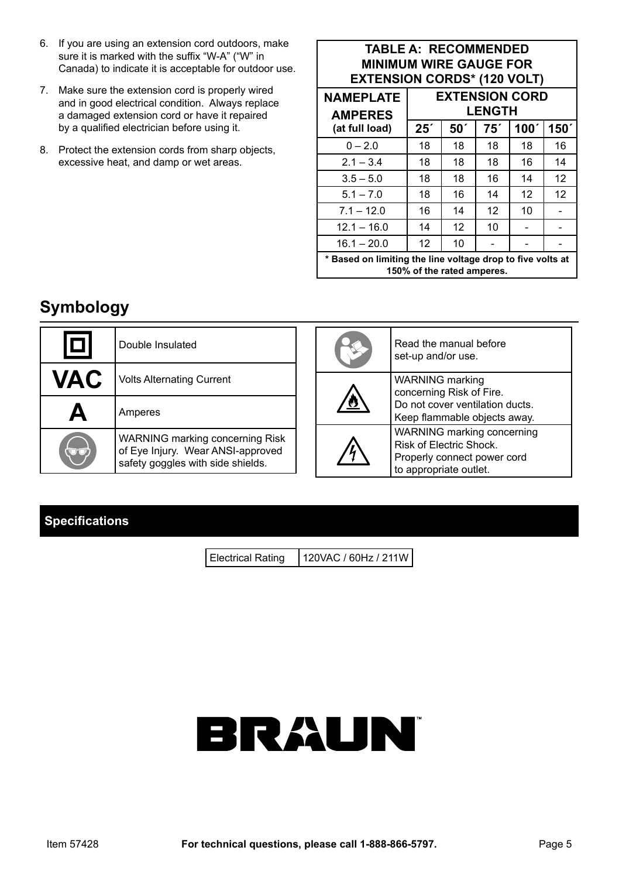6. If you are using an extension cord outdoors, make sure it is marked with the suffix “W-A” (“W” in Canada) to indicate it is acceptable for outdoor use.
7. Make sure the extension cord is properly wired and in good electrical condition. Always replace a damaged extension cord or have it repaired by a qualified electrician before using it.
8. Protect the extension cords from sharp objects, excessive heat, and damp or wet areas.

**TABLE A: RECOMMENDED MINIMUM WIRE GAUGE FOR EXTENSION CORDS* (120 VOLT)**

| NAMEPLATE AMPERES (at full load) | EXTENSION CORD LENGTH | | | | |
|---|---|---|---|---|---|
| | 25´ | 50´ | 75´ | 100´ | 150´ |
| 0 – 2.0 | 18 | 18 | 18 | 18 | 16 |
| 2.1 – 3.4 | 18 | 18 | 18 | 16 | 14 |
| 3.5 – 5.0 | 18 | 18 | 16 | 14 | 12 |
| 5.1 – 7.0 | 18 | 16 | 14 | 12 | 12 |
| 7.1 – 12.0 | 16 | 14 | 12 | 10 | - |
| 12.1 – 16.0 | 14 | 12 | 10 | - | - |
| 16.1 – 20.0 | 12 | 10 | - | - | - |

**\* Based on limiting the line voltage drop to five volts at 150% of the rated amperes.**

## Symbology

| Symbol | Meaning |
|---|---|
| ⧈ | Double Insulated |
| VAC | Volts Alternating Current |
| A | Amperes |
| | WARNING marking concerning Risk of Eye Injury. Wear ANSI-approved safety goggles with side shields. |
| | Read the manual before set-up and/or use. |
| | WARNING marking concerning Risk of Fire. Do not cover ventilation ducts. Keep flammable objects away. |
| | WARNING marking concerning Risk of Electric Shock. Properly connect power cord to appropriate outlet. |

## Specifications

| Electrical Rating | 120VAC / 60Hz / 211W |
|---|---|

BRAUN™

For technical questions, please call 1-888-866-5797.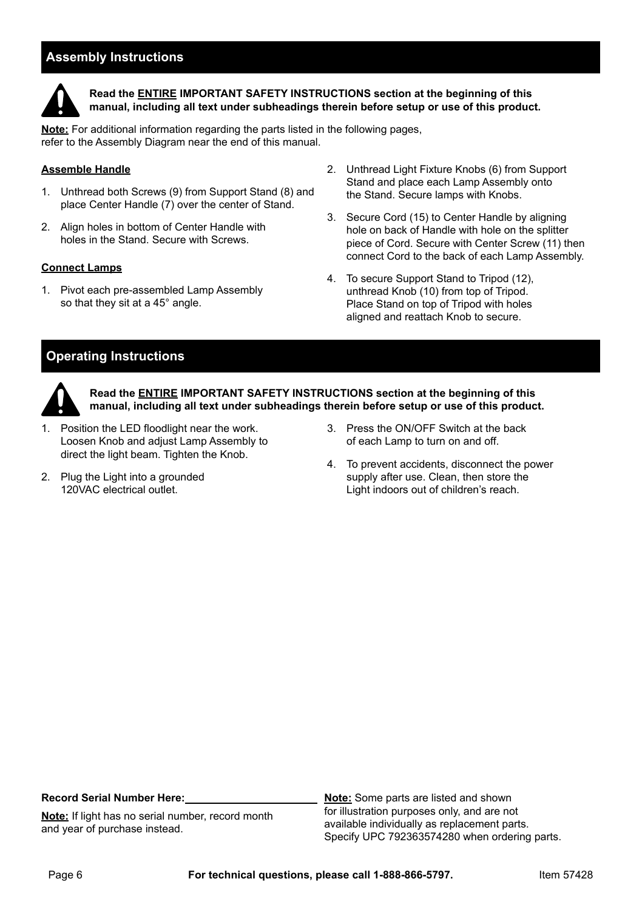## Assembly Instructions

**Read the <u>ENTIRE</u> IMPORTANT SAFETY INSTRUCTIONS section at the beginning of this manual, including all text under subheadings therein before setup or use of this product.**

**<u>Note:</u>** For additional information regarding the parts listed in the following pages, refer to the Assembly Diagram near the end of this manual.

### <u>Assemble Handle</u>

1. Unthread both Screws (9) from Support Stand (8) and place Center Handle (7) over the center of Stand.
2. Align holes in bottom of Center Handle with holes in the Stand. Secure with Screws.

### <u>Connect Lamps</u>

1. Pivot each pre-assembled Lamp Assembly so that they sit at a 45° angle.
2. Unthread Light Fixture Knobs (6) from Support Stand and place each Lamp Assembly onto the Stand. Secure lamps with Knobs.
3. Secure Cord (15) to Center Handle by aligning hole on back of Handle with hole on the splitter piece of Cord. Secure with Center Screw (11) then connect Cord to the back of each Lamp Assembly.
4. To secure Support Stand to Tripod (12), unthread Knob (10) from top of Tripod. Place Stand on top of Tripod with holes aligned and reattach Knob to secure.

## Operating Instructions

**Read the <u>ENTIRE</u> IMPORTANT SAFETY INSTRUCTIONS section at the beginning of this manual, including all text under subheadings therein before setup or use of this product.**

1. Position the LED floodlight near the work. Loosen Knob and adjust Lamp Assembly to direct the light beam. Tighten the Knob.
2. Plug the Light into a grounded 120VAC electrical outlet.
3. Press the ON/OFF Switch at the back of each Lamp to turn on and off.
4. To prevent accidents, disconnect the power supply after use. Clean, then store the Light indoors out of children's reach.

**Record Serial Number Here:** ______________________

**<u>Note:</u>** If light has no serial number, record month and year of purchase instead.

**<u>Note:</u>** Some parts are listed and shown for illustration purposes only, and are not available individually as replacement parts. Specify UPC 792363574280 when ordering parts.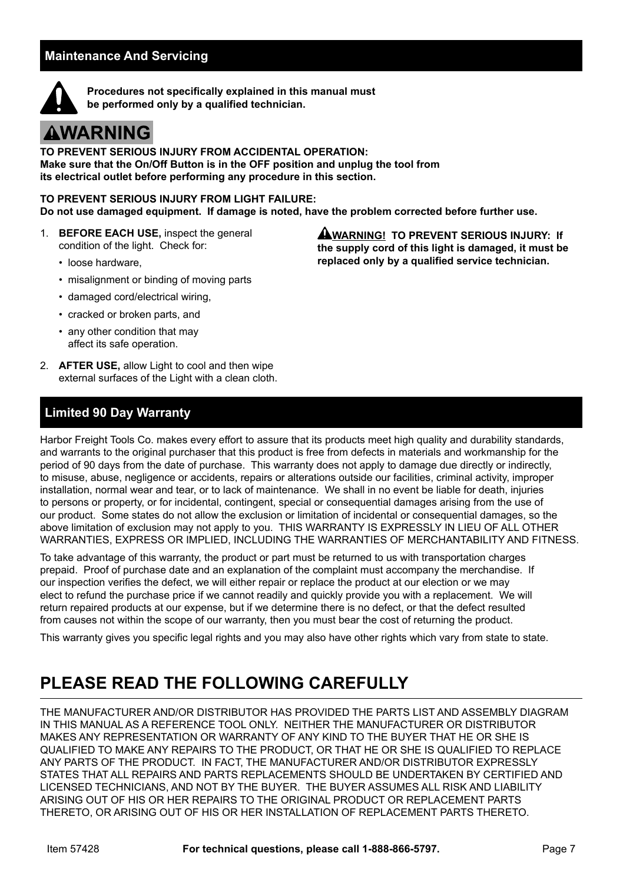## Maintenance And Servicing

**Procedures not specifically explained in this manual must be performed only by a qualified technician.**

**WARNING**

**TO PREVENT SERIOUS INJURY FROM ACCIDENTAL OPERATION:**
**Make sure that the On/Off Button is in the OFF position and unplug the tool from its electrical outlet before performing any procedure in this section.**

**TO PREVENT SERIOUS INJURY FROM LIGHT FAILURE:**
**Do not use damaged equipment. If damage is noted, have the problem corrected before further use.**

1. **BEFORE EACH USE,** inspect the general condition of the light. Check for:
   - loose hardware,
   - misalignment or binding of moving parts
   - damaged cord/electrical wiring,
   - cracked or broken parts, and
   - any other condition that may affect its safe operation.
2. **AFTER USE,** allow Light to cool and then wipe external surfaces of the Light with a clean cloth.

**WARNING! TO PREVENT SERIOUS INJURY: If the supply cord of this light is damaged, it must be replaced only by a qualified service technician.**

## Limited 90 Day Warranty

Harbor Freight Tools Co. makes every effort to assure that its products meet high quality and durability standards, and warrants to the original purchaser that this product is free from defects in materials and workmanship for the period of 90 days from the date of purchase. This warranty does not apply to damage due directly or indirectly, to misuse, abuse, negligence or accidents, repairs or alterations outside our facilities, criminal activity, improper installation, normal wear and tear, or to lack of maintenance. We shall in no event be liable for death, injuries to persons or property, or for incidental, contingent, special or consequential damages arising from the use of our product. Some states do not allow the exclusion or limitation of incidental or consequential damages, so the above limitation of exclusion may not apply to you. THIS WARRANTY IS EXPRESSLY IN LIEU OF ALL OTHER WARRANTIES, EXPRESS OR IMPLIED, INCLUDING THE WARRANTIES OF MERCHANTABILITY AND FITNESS.

To take advantage of this warranty, the product or part must be returned to us with transportation charges prepaid. Proof of purchase date and an explanation of the complaint must accompany the merchandise. If our inspection verifies the defect, we will either repair or replace the product at our election or we may elect to refund the purchase price if we cannot readily and quickly provide you with a replacement. We will return repaired products at our expense, but if we determine there is no defect, or that the defect resulted from causes not within the scope of our warranty, then you must bear the cost of returning the product.

This warranty gives you specific legal rights and you may also have other rights which vary from state to state.

# PLEASE READ THE FOLLOWING CAREFULLY

THE MANUFACTURER AND/OR DISTRIBUTOR HAS PROVIDED THE PARTS LIST AND ASSEMBLY DIAGRAM IN THIS MANUAL AS A REFERENCE TOOL ONLY. NEITHER THE MANUFACTURER OR DISTRIBUTOR MAKES ANY REPRESENTATION OR WARRANTY OF ANY KIND TO THE BUYER THAT HE OR SHE IS QUALIFIED TO MAKE ANY REPAIRS TO THE PRODUCT, OR THAT HE OR SHE IS QUALIFIED TO REPLACE ANY PARTS OF THE PRODUCT. IN FACT, THE MANUFACTURER AND/OR DISTRIBUTOR EXPRESSLY STATES THAT ALL REPAIRS AND PARTS REPLACEMENTS SHOULD BE UNDERTAKEN BY CERTIFIED AND LICENSED TECHNICIANS, AND NOT BY THE BUYER. THE BUYER ASSUMES ALL RISK AND LIABILITY ARISING OUT OF HIS OR HER REPAIRS TO THE ORIGINAL PRODUCT OR REPLACEMENT PARTS THERETO, OR ARISING OUT OF HIS OR HER INSTALLATION OF REPLACEMENT PARTS THERETO.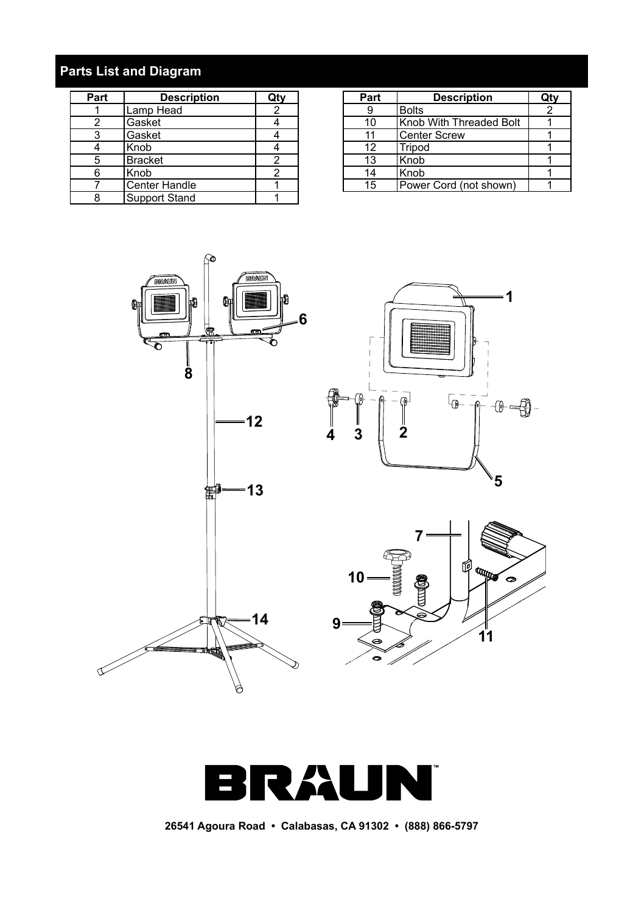## Parts List and Diagram

| Part | Description | Qty |
|---|---|---|
| 1 | Lamp Head | 2 |
| 2 | Gasket | 4 |
| 3 | Gasket | 4 |
| 4 | Knob | 4 |
| 5 | Bracket | 2 |
| 6 | Knob | 2 |
| 7 | Center Handle | 1 |
| 8 | Support Stand | 1 |

| Part | Description | Qty |
|---|---|---|
| 9 | Bolts | 2 |
| 10 | Knob With Threaded Bolt | 1 |
| 11 | Center Screw | 1 |
| 12 | Tripod | 1 |
| 13 | Knob | 1 |
| 14 | Knob | 1 |
| 15 | Power Cord (not shown) | 1 |

BRAUN™

**26541 Agoura Road • Calabasas, CA 91302 • (888) 866-5797**